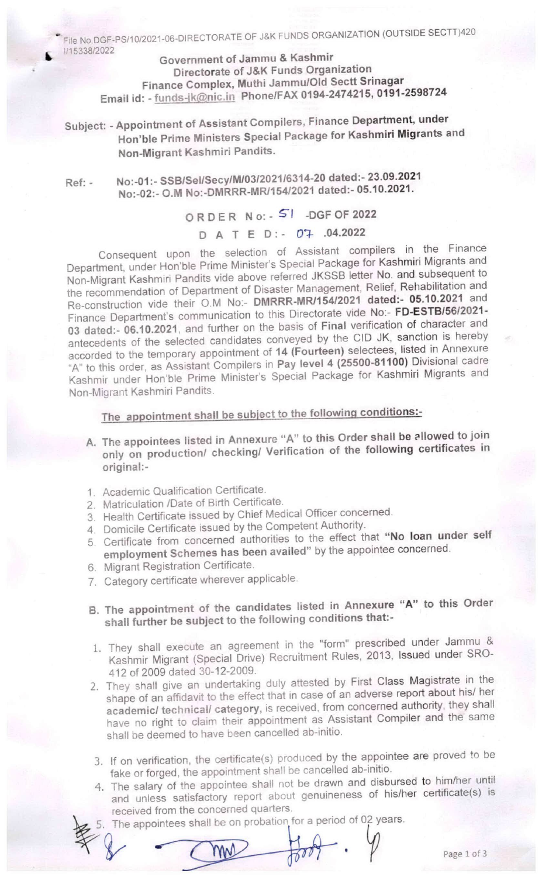File No.DGF-PS/10/2021-06-DIRECTORATE OF J&K FUNDS ORGANIZATION (OUTSIDE SECTT)420
I/15338/2022

**Government of Jammu & Kashmir**
**Directorate of J&K Funds Organization**
**Finance Complex, Muthi Jammu/Old Sectt Srinagar**
**Email id: - funds-jk@nic.in Phone/FAX 0194-2474215, 0191-2598724**

**Subject: - Appointment of Assistant Compilers, Finance Department, under Hon'ble Prime Ministers Special Package for Kashmiri Migrants and Non-Migrant Kashmiri Pandits.**

**Ref: - No:-01:- SSB/Sel/Secy/M/03/2021/6314-20 dated:- 23.09.2021**
**No:-02:- O.M No:-DMRRR-MR/154/2021 dated:- 05.10.2021.**

**ORDER No:- 51 -DGF OF 2022**

**DATED:- 07 .04.2022**

Consequent upon the selection of Assistant compilers in the Finance Department, under Hon'ble Prime Minister's Special Package for Kashmiri Migrants and Non-Migrant Kashmiri Pandits vide above referred JKSSB letter No. and subsequent to the recommendation of Department of Disaster Management, Relief, Rehabilitation and Re-construction vide their O.M No:- **DMRRR-MR/154/2021 dated:- 05.10.2021** and Finance Department's communication to this Directorate vide No:- **FD-ESTB/56/2021-03 dated:- 06.10.2021**, and further on the basis of **Final** verification of character and antecedents of the selected candidates conveyed by the CID JK, sanction is hereby accorded to the temporary appointment of **14 (Fourteen)** selectees, listed in Annexure "A" to this order, as Assistant Compilers in **Pay level 4 (25500-81100)** Divisional cadre Kashmir under Hon'ble Prime Minister's Special Package for Kashmiri Migrants and Non-Migrant Kashmiri Pandits.

**The appointment shall be subject to the following conditions:-**

**A. The appointees listed in Annexure "A" to this Order shall be allowed to join only on production/ checking/ Verification of the following certificates in original:-**

1. Academic Qualification Certificate.
2. Matriculation /Date of Birth Certificate.
3. Health Certificate issued by Chief Medical Officer concerned.
4. Domicile Certificate issued by the Competent Authority.
5. Certificate from concerned authorities to the effect that **"No loan under self employment Schemes has been availed"** by the appointee concerned.
6. Migrant Registration Certificate.
7. Category certificate wherever applicable.

**B. The appointment of the candidates listed in Annexure "A" to this Order shall further be subject to the following conditions that:-**

1. They shall execute an agreement in the "form" prescribed under Jammu & Kashmir Migrant (Special Drive) Recruitment Rules, 2013, Issued under SRO-412 of 2009 dated 30-12-2009.
2. They shall give an undertaking duly attested by First Class Magistrate in the shape of an affidavit to the effect that in case of an adverse report about his/ her **academic/ technical/ category**, is received, from concerned authority, they shall have no right to claim their appointment as Assistant Compiler and the same shall be deemed to have been cancelled ab-initio.
3. If on verification, the certificate(s) produced by the appointee are proved to be fake or forged, the appointment shall be cancelled ab-initio.
4. The salary of the appointee shall not be drawn and disbursed to him/her until and unless satisfactory report about genuineness of his/her certificate(s) is received from the concerned quarters.
5. The appointees shall be on probation for a period of 02 years.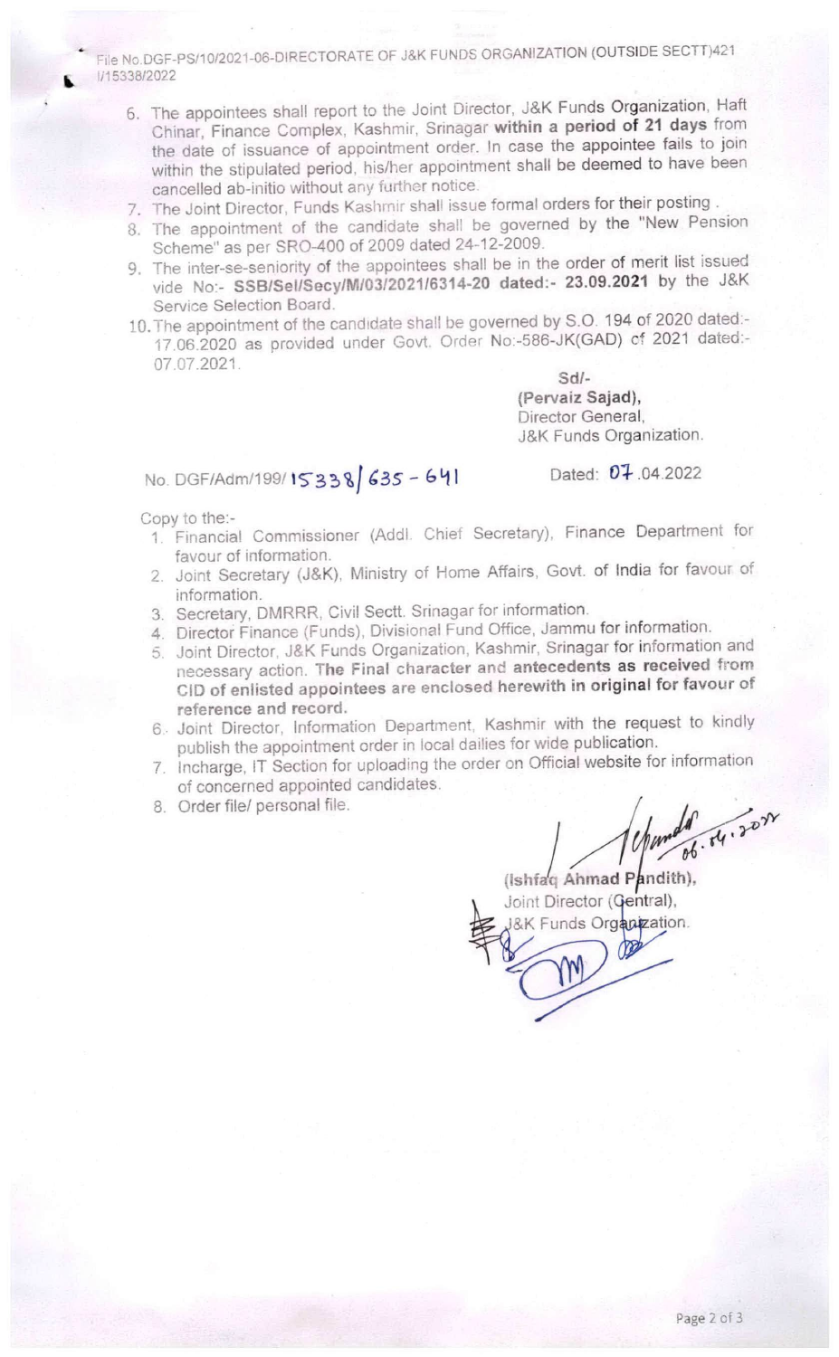File No.DGF-PS/10/2021-06-DIRECTORATE OF J&K FUNDS ORGANIZATION (OUTSIDE SECTT)421
I/15338/2022

6. The appointees shall report to the Joint Director, J&K Funds Organization, Haft Chinar, Finance Complex, Kashmir, Srinagar **within a period of 21 days** from the date of issuance of appointment order. In case the appointee fails to join within the stipulated period, his/her appointment shall be deemed to have been cancelled ab-initio without any further notice.
7. The Joint Director, Funds Kashmir shall issue formal orders for their posting .
8. The appointment of the candidate shall be governed by the "New Pension Scheme" as per SRO-400 of 2009 dated 24-12-2009.
9. The inter-se-seniority of the appointees shall be in the order of merit list issued vide No:- **SSB/Sel/Secy/M/03/2021/6314-20 dated:- 23.09.2021** by the J&K Service Selection Board.
10. The appointment of the candidate shall be governed by S.O. 194 of 2020 dated:- 17.06.2020 as provided under Govt. Order No:-586-JK(GAD) of 2021 dated:- 07.07.2021.

**Sd/-**
**(Pervaiz Sajad),**
Director General,
J&K Funds Organization.

No. DGF/Adm/199/ 15338/635 - 641 Dated: 07.04.2022

Copy to the:-

1. Financial Commissioner (Addl. Chief Secretary), Finance Department for favour of information.
2. Joint Secretary (J&K), Ministry of Home Affairs, Govt. of India for favour of information.
3. Secretary, DMRRR, Civil Sectt. Srinagar for information.
4. Director Finance (Funds), Divisional Fund Office, Jammu for information.
5. Joint Director, J&K Funds Organization, Kashmir, Srinagar for information and necessary action. **The Final character and antecedents as received from CID of enlisted appointees are enclosed herewith in original for favour of reference and record.**
6. Joint Director, Information Department, Kashmir with the request to kindly publish the appointment order in local dailies for wide publication.
7. Incharge, IT Section for uploading the order on Official website for information of concerned appointed candidates.
8. Order file/ personal file.

06.04.2022

(Ishfaq Ahmad Pandith),
Joint Director (Central),
J&K Funds Organization.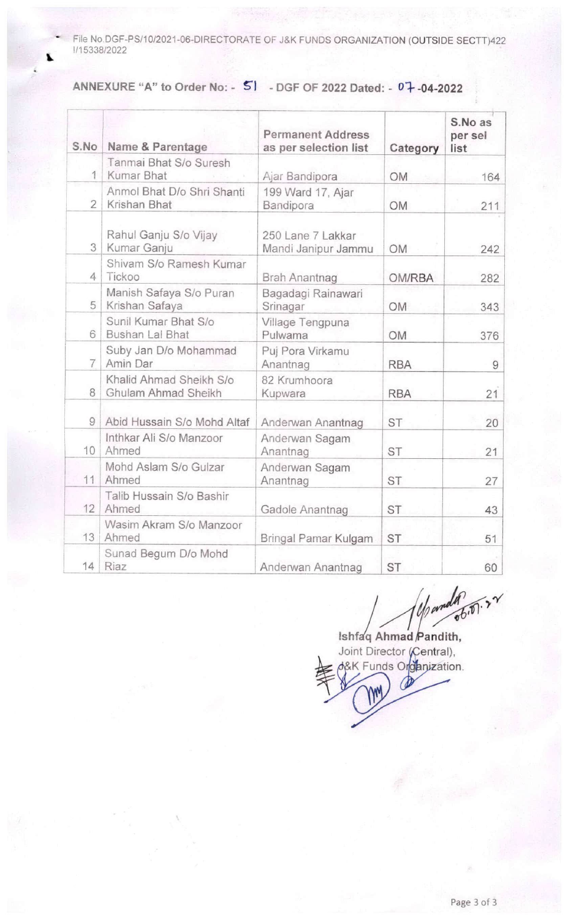File No.DGF-PS/10/2021-06-DIRECTORATE OF J&K FUNDS ORGANIZATION (OUTSIDE SECTT)422 I/15338/2022

**ANNEXURE "A" to Order No: - 51 - DGF OF 2022 Dated: - 07-04-2022**

| S.No | Name & Parentage | Permanent Address as per selection list | Category | S.No as per sel list |
|---|---|---|---|---|
| 1 | Tanmai Bhat S/o Suresh Kumar Bhat | Ajar Bandipora | OM | 164 |
| 2 | Anmol Bhat D/o Shri Shanti Krishan Bhat | 199 Ward 17, Ajar Bandipora | OM | 211 |
| 3 | Rahul Ganju S/o Vijay Kumar Ganju | 250 Lane 7 Lakkar Mandi Janipur Jammu | OM | 242 |
| 4 | Shivam S/o Ramesh Kumar Tickoo | Brah Anantnag | OM/RBA | 282 |
| 5 | Manish Safaya S/o Puran Krishan Safaya | Bagadagi Rainawari Srinagar | OM | 343 |
| 6 | Sunil Kumar Bhat S/o Bushan Lal Bhat | Village Tengpuna Pulwama | OM | 376 |
| 7 | Suby Jan D/o Mohammad Amin Dar | Puj Pora Virkamu Anantnag | RBA | 9 |
| 8 | Khalid Ahmad Sheikh S/o Ghulam Ahmad Sheikh | 82 Krumhoora Kupwara | RBA | 21 |
| 9 | Abid Hussain S/o Mohd Altaf | Anderwan Anantnag | ST | 20 |
| 10 | Inthkar Ali S/o Manzoor Ahmed | Anderwan Sagam Anantnag | ST | 21 |
| 11 | Mohd Aslam S/o Gulzar Ahmed | Anderwan Sagam Anantnag | ST | 27 |
| 12 | Talib Hussain S/o Bashir Ahmed | Gadole Anantnag | ST | 43 |
| 13 | Wasim Akram S/o Manzoor Ahmed | Bringal Pamar Kulgam | ST | 51 |
| 14 | Sunad Begum D/o Mohd Riaz | Anderwan Anantnag | ST | 60 |

06.07.22

**Ishfaq Ahmad Pandith,**
Joint Director (Central),
J&K Funds Organization.